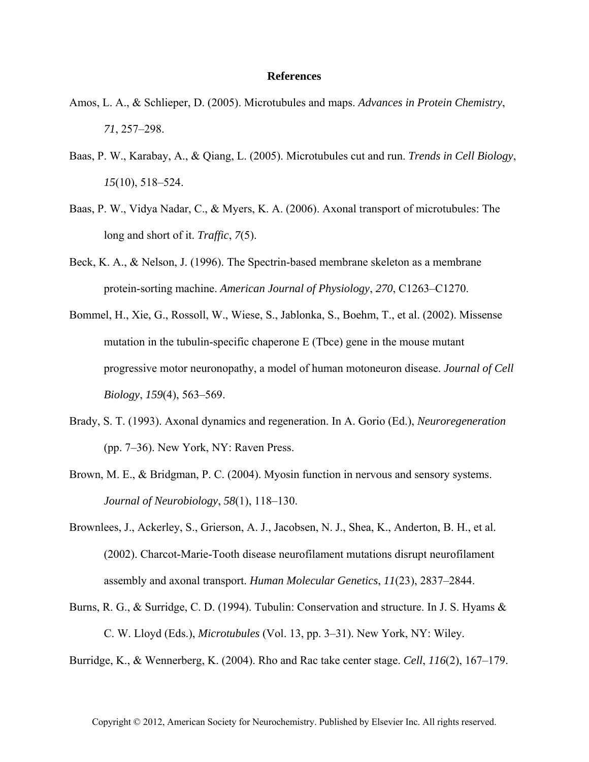# References

Amos, L. A., & Schlieper, D. (2005). Microtubules and maps. *Advances in Protein Chemistry*, *71*, 257–298.

Baas, P. W., Karabay, A., & Qiang, L. (2005). Microtubules cut and run. *Trends in Cell Biology*, *15*(10), 518–524.

Baas, P. W., Vidya Nadar, C., & Myers, K. A. (2006). Axonal transport of microtubules: The long and short of it. *Traffic*, *7*(5).

Beck, K. A., & Nelson, J. (1996). The Spectrin-based membrane skeleton as a membrane protein-sorting machine. *American Journal of Physiology*, *270*, C1263–C1270.

Bommel, H., Xie, G., Rossoll, W., Wiese, S., Jablonka, S., Boehm, T., et al. (2002). Missense mutation in the tubulin-specific chaperone E (Tbce) gene in the mouse mutant progressive motor neuronopathy, a model of human motoneuron disease. *Journal of Cell Biology*, *159*(4), 563–569.

Brady, S. T. (1993). Axonal dynamics and regeneration. In A. Gorio (Ed.), *Neuroregeneration* (pp. 7–36). New York, NY: Raven Press.

Brown, M. E., & Bridgman, P. C. (2004). Myosin function in nervous and sensory systems. *Journal of Neurobiology*, *58*(1), 118–130.

Brownlees, J., Ackerley, S., Grierson, A. J., Jacobsen, N. J., Shea, K., Anderton, B. H., et al. (2002). Charcot-Marie-Tooth disease neurofilament mutations disrupt neurofilament assembly and axonal transport. *Human Molecular Genetics*, *11*(23), 2837–2844.

Burns, R. G., & Surridge, C. D. (1994). Tubulin: Conservation and structure. In J. S. Hyams & C. W. Lloyd (Eds.), *Microtubules* (Vol. 13, pp. 3–31). New York, NY: Wiley.

Burridge, K., & Wennerberg, K. (2004). Rho and Rac take center stage. *Cell*, *116*(2), 167–179.

Copyright © 2012, American Society for Neurochemistry. Published by Elsevier Inc. All rights reserved.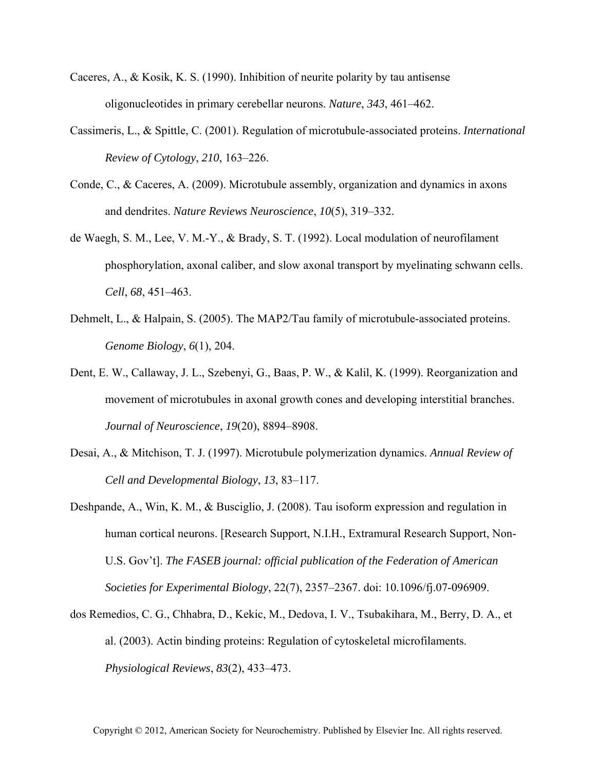Caceres, A., & Kosik, K. S. (1990). Inhibition of neurite polarity by tau antisense oligonucleotides in primary cerebellar neurons. *Nature*, *343*, 461–462.

Cassimeris, L., & Spittle, C. (2001). Regulation of microtubule-associated proteins. *International Review of Cytology*, *210*, 163–226.

Conde, C., & Caceres, A. (2009). Microtubule assembly, organization and dynamics in axons and dendrites. *Nature Reviews Neuroscience*, *10*(5), 319–332.

de Waegh, S. M., Lee, V. M.-Y., & Brady, S. T. (1992). Local modulation of neurofilament phosphorylation, axonal caliber, and slow axonal transport by myelinating schwann cells. *Cell*, *68*, 451–463.

Dehmelt, L., & Halpain, S. (2005). The MAP2/Tau family of microtubule-associated proteins. *Genome Biology*, *6*(1), 204.

Dent, E. W., Callaway, J. L., Szebenyi, G., Baas, P. W., & Kalil, K. (1999). Reorganization and movement of microtubules in axonal growth cones and developing interstitial branches. *Journal of Neuroscience*, *19*(20), 8894–8908.

Desai, A., & Mitchison, T. J. (1997). Microtubule polymerization dynamics. *Annual Review of Cell and Developmental Biology*, *13*, 83–117.

Deshpande, A., Win, K. M., & Busciglio, J. (2008). Tau isoform expression and regulation in human cortical neurons. [Research Support, N.I.H., Extramural Research Support, Non-U.S. Gov't]. *The FASEB journal: official publication of the Federation of American Societies for Experimental Biology*, 22(7), 2357–2367. doi: 10.1096/fj.07-096909.

dos Remedios, C. G., Chhabra, D., Kekic, M., Dedova, I. V., Tsubakihara, M., Berry, D. A., et al. (2003). Actin binding proteins: Regulation of cytoskeletal microfilaments. *Physiological Reviews*, *83*(2), 433–473.

Copyright © 2012, American Society for Neurochemistry. Published by Elsevier Inc. All rights reserved.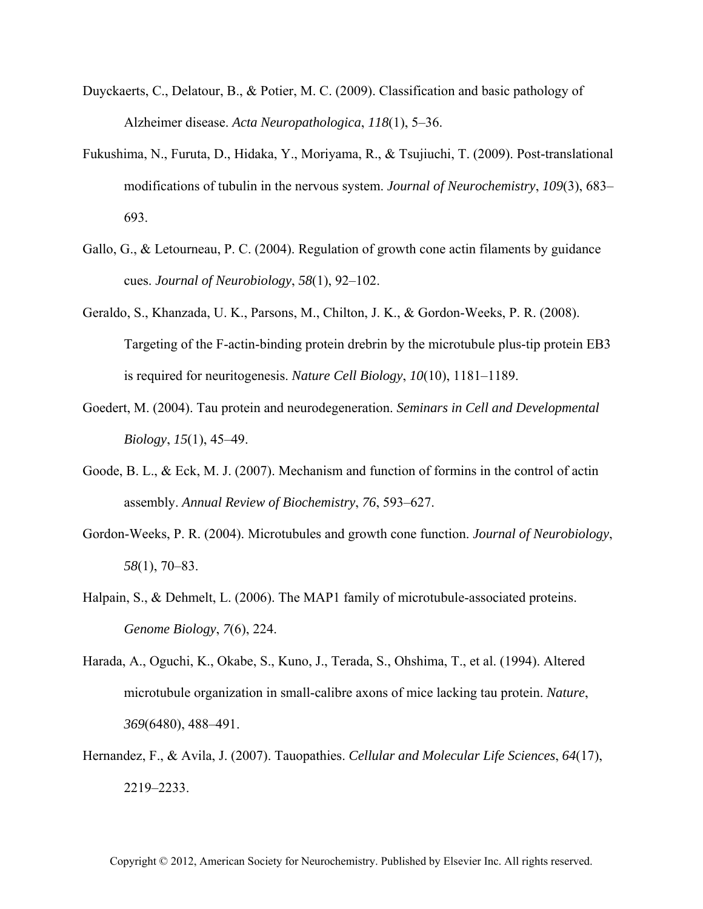Duyckaerts, C., Delatour, B., & Potier, M. C. (2009). Classification and basic pathology of Alzheimer disease. *Acta Neuropathologica*, *118*(1), 5–36.

Fukushima, N., Furuta, D., Hidaka, Y., Moriyama, R., & Tsujiuchi, T. (2009). Post-translational modifications of tubulin in the nervous system. *Journal of Neurochemistry*, *109*(3), 683–693.

Gallo, G., & Letourneau, P. C. (2004). Regulation of growth cone actin filaments by guidance cues. *Journal of Neurobiology*, *58*(1), 92–102.

Geraldo, S., Khanzada, U. K., Parsons, M., Chilton, J. K., & Gordon-Weeks, P. R. (2008). Targeting of the F-actin-binding protein drebrin by the microtubule plus-tip protein EB3 is required for neuritogenesis. *Nature Cell Biology*, *10*(10), 1181–1189.

Goedert, M. (2004). Tau protein and neurodegeneration. *Seminars in Cell and Developmental Biology*, *15*(1), 45–49.

Goode, B. L., & Eck, M. J. (2007). Mechanism and function of formins in the control of actin assembly. *Annual Review of Biochemistry*, *76*, 593–627.

Gordon-Weeks, P. R. (2004). Microtubules and growth cone function. *Journal of Neurobiology*, *58*(1), 70–83.

Halpain, S., & Dehmelt, L. (2006). The MAP1 family of microtubule-associated proteins. *Genome Biology*, *7*(6), 224.

Harada, A., Oguchi, K., Okabe, S., Kuno, J., Terada, S., Ohshima, T., et al. (1994). Altered microtubule organization in small-calibre axons of mice lacking tau protein. *Nature*, *369*(6480), 488–491.

Hernandez, F., & Avila, J. (2007). Tauopathies. *Cellular and Molecular Life Sciences*, *64*(17), 2219–2233.

Copyright © 2012, American Society for Neurochemistry. Published by Elsevier Inc. All rights reserved.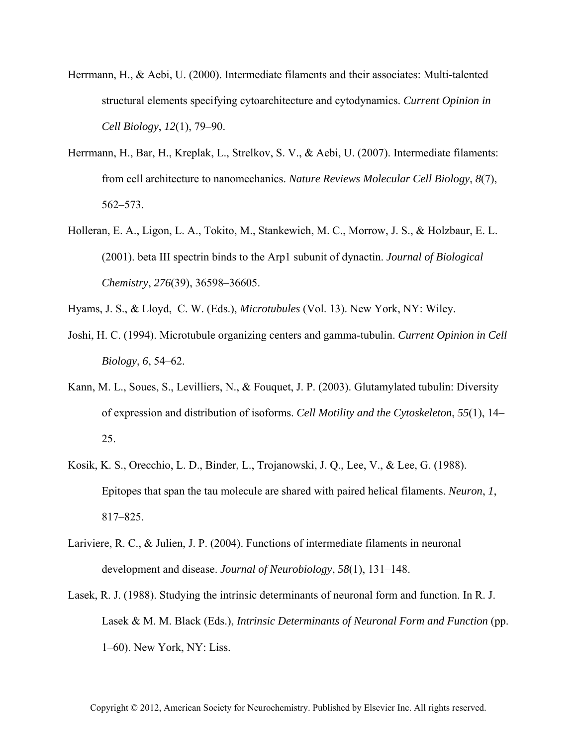Herrmann, H., & Aebi, U. (2000). Intermediate filaments and their associates: Multi-talented structural elements specifying cytoarchitecture and cytodynamics. *Current Opinion in Cell Biology*, *12*(1), 79–90.

Herrmann, H., Bar, H., Kreplak, L., Strelkov, S. V., & Aebi, U. (2007). Intermediate filaments: from cell architecture to nanomechanics. *Nature Reviews Molecular Cell Biology*, *8*(7), 562–573.

Holleran, E. A., Ligon, L. A., Tokito, M., Stankewich, M. C., Morrow, J. S., & Holzbaur, E. L. (2001). beta III spectrin binds to the Arp1 subunit of dynactin. *Journal of Biological Chemistry*, *276*(39), 36598–36605.

Hyams, J. S., & Lloyd, C. W. (Eds.), *Microtubules* (Vol. 13). New York, NY: Wiley.

Joshi, H. C. (1994). Microtubule organizing centers and gamma-tubulin. *Current Opinion in Cell Biology*, *6*, 54–62.

Kann, M. L., Soues, S., Levilliers, N., & Fouquet, J. P. (2003). Glutamylated tubulin: Diversity of expression and distribution of isoforms. *Cell Motility and the Cytoskeleton*, *55*(1), 14–25.

Kosik, K. S., Orecchio, L. D., Binder, L., Trojanowski, J. Q., Lee, V., & Lee, G. (1988). Epitopes that span the tau molecule are shared with paired helical filaments. *Neuron*, *1*, 817–825.

Lariviere, R. C., & Julien, J. P. (2004). Functions of intermediate filaments in neuronal development and disease. *Journal of Neurobiology*, *58*(1), 131–148.

Lasek, R. J. (1988). Studying the intrinsic determinants of neuronal form and function. In R. J. Lasek & M. M. Black (Eds.), *Intrinsic Determinants of Neuronal Form and Function* (pp. 1–60). New York, NY: Liss.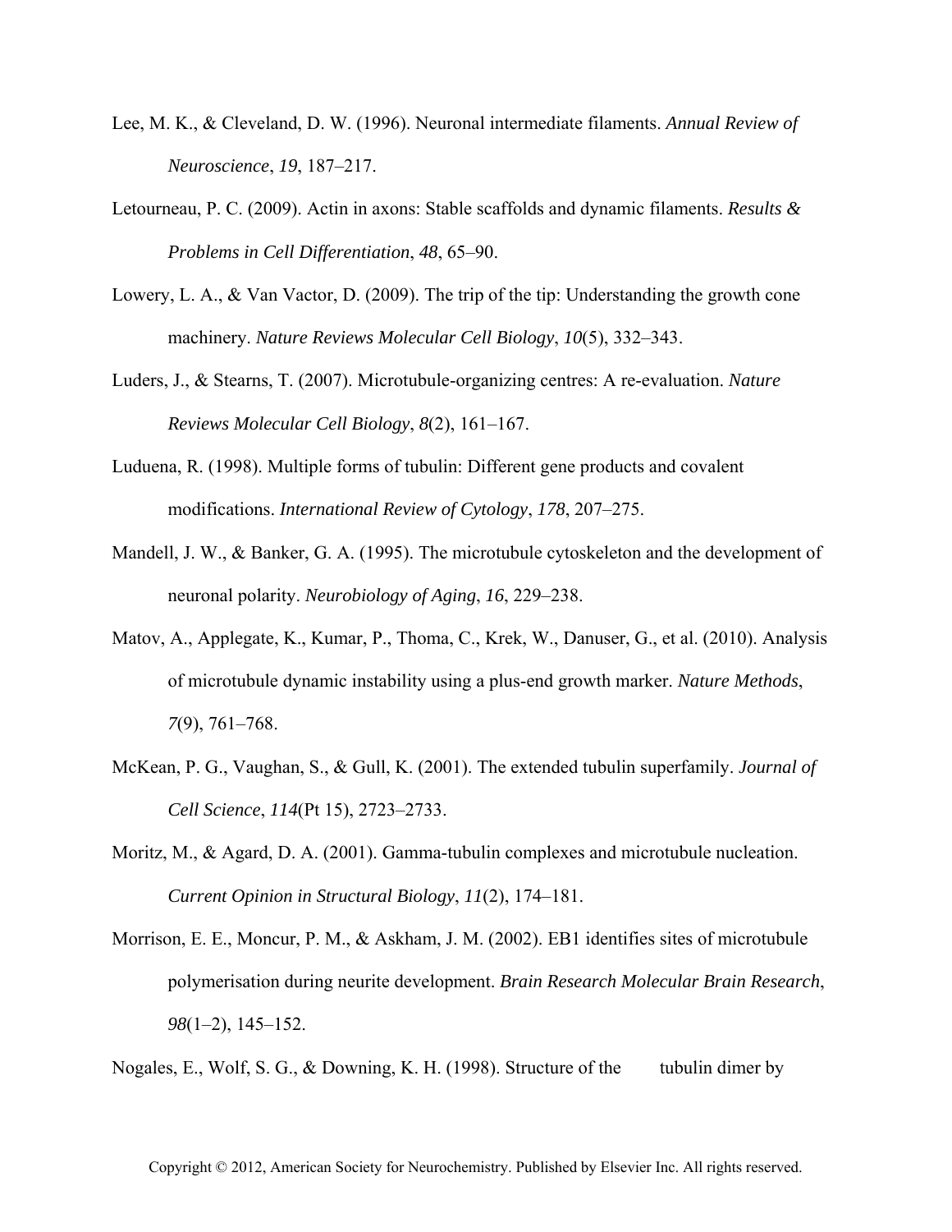Lee, M. K., & Cleveland, D. W. (1996). Neuronal intermediate filaments. *Annual Review of Neuroscience*, *19*, 187–217.

Letourneau, P. C. (2009). Actin in axons: Stable scaffolds and dynamic filaments. *Results & Problems in Cell Differentiation*, *48*, 65–90.

Lowery, L. A., & Van Vactor, D. (2009). The trip of the tip: Understanding the growth cone machinery. *Nature Reviews Molecular Cell Biology*, *10*(5), 332–343.

Luders, J., & Stearns, T. (2007). Microtubule-organizing centres: A re-evaluation. *Nature Reviews Molecular Cell Biology*, *8*(2), 161–167.

Luduena, R. (1998). Multiple forms of tubulin: Different gene products and covalent modifications. *International Review of Cytology*, *178*, 207–275.

Mandell, J. W., & Banker, G. A. (1995). The microtubule cytoskeleton and the development of neuronal polarity. *Neurobiology of Aging*, *16*, 229–238.

Matov, A., Applegate, K., Kumar, P., Thoma, C., Krek, W., Danuser, G., et al. (2010). Analysis of microtubule dynamic instability using a plus-end growth marker. *Nature Methods*, *7*(9), 761–768.

McKean, P. G., Vaughan, S., & Gull, K. (2001). The extended tubulin superfamily. *Journal of Cell Science*, *114*(Pt 15), 2723–2733.

Moritz, M., & Agard, D. A. (2001). Gamma-tubulin complexes and microtubule nucleation. *Current Opinion in Structural Biology*, *11*(2), 174–181.

Morrison, E. E., Moncur, P. M., & Askham, J. M. (2002). EB1 identifies sites of microtubule polymerisation during neurite development. *Brain Research Molecular Brain Research*, *98*(1–2), 145–152.

Nogales, E., Wolf, S. G., & Downing, K. H. (1998). Structure of the tubulin dimer by

Copyright © 2012, American Society for Neurochemistry. Published by Elsevier Inc. All rights reserved.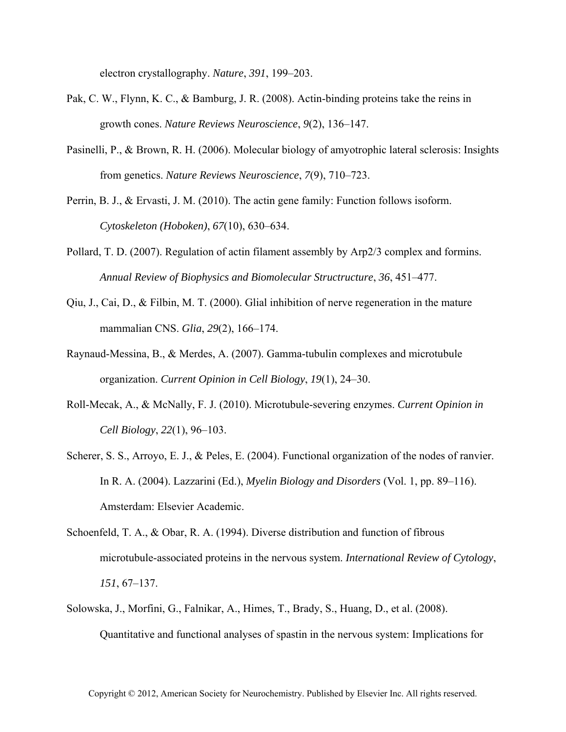electron crystallography. *Nature*, *391*, 199–203.

Pak, C. W., Flynn, K. C., & Bamburg, J. R. (2008). Actin-binding proteins take the reins in growth cones. *Nature Reviews Neuroscience*, *9*(2), 136–147.

Pasinelli, P., & Brown, R. H. (2006). Molecular biology of amyotrophic lateral sclerosis: Insights from genetics. *Nature Reviews Neuroscience*, *7*(9), 710–723.

Perrin, B. J., & Ervasti, J. M. (2010). The actin gene family: Function follows isoform. *Cytoskeleton (Hoboken)*, *67*(10), 630–634.

Pollard, T. D. (2007). Regulation of actin filament assembly by Arp2/3 complex and formins. *Annual Review of Biophysics and Biomolecular Structructure*, *36*, 451–477.

Qiu, J., Cai, D., & Filbin, M. T. (2000). Glial inhibition of nerve regeneration in the mature mammalian CNS. *Glia*, *29*(2), 166–174.

Raynaud-Messina, B., & Merdes, A. (2007). Gamma-tubulin complexes and microtubule organization. *Current Opinion in Cell Biology*, *19*(1), 24–30.

Roll-Mecak, A., & McNally, F. J. (2010). Microtubule-severing enzymes. *Current Opinion in Cell Biology*, *22*(1), 96–103.

Scherer, S. S., Arroyo, E. J., & Peles, E. (2004). Functional organization of the nodes of ranvier. In R. A. (2004). Lazzarini (Ed.), *Myelin Biology and Disorders* (Vol. 1, pp. 89–116). Amsterdam: Elsevier Academic.

Schoenfeld, T. A., & Obar, R. A. (1994). Diverse distribution and function of fibrous microtubule-associated proteins in the nervous system. *International Review of Cytology*, *151*, 67–137.

Solowska, J., Morfini, G., Falnikar, A., Himes, T., Brady, S., Huang, D., et al. (2008). Quantitative and functional analyses of spastin in the nervous system: Implications for

Copyright © 2012, American Society for Neurochemistry. Published by Elsevier Inc. All rights reserved.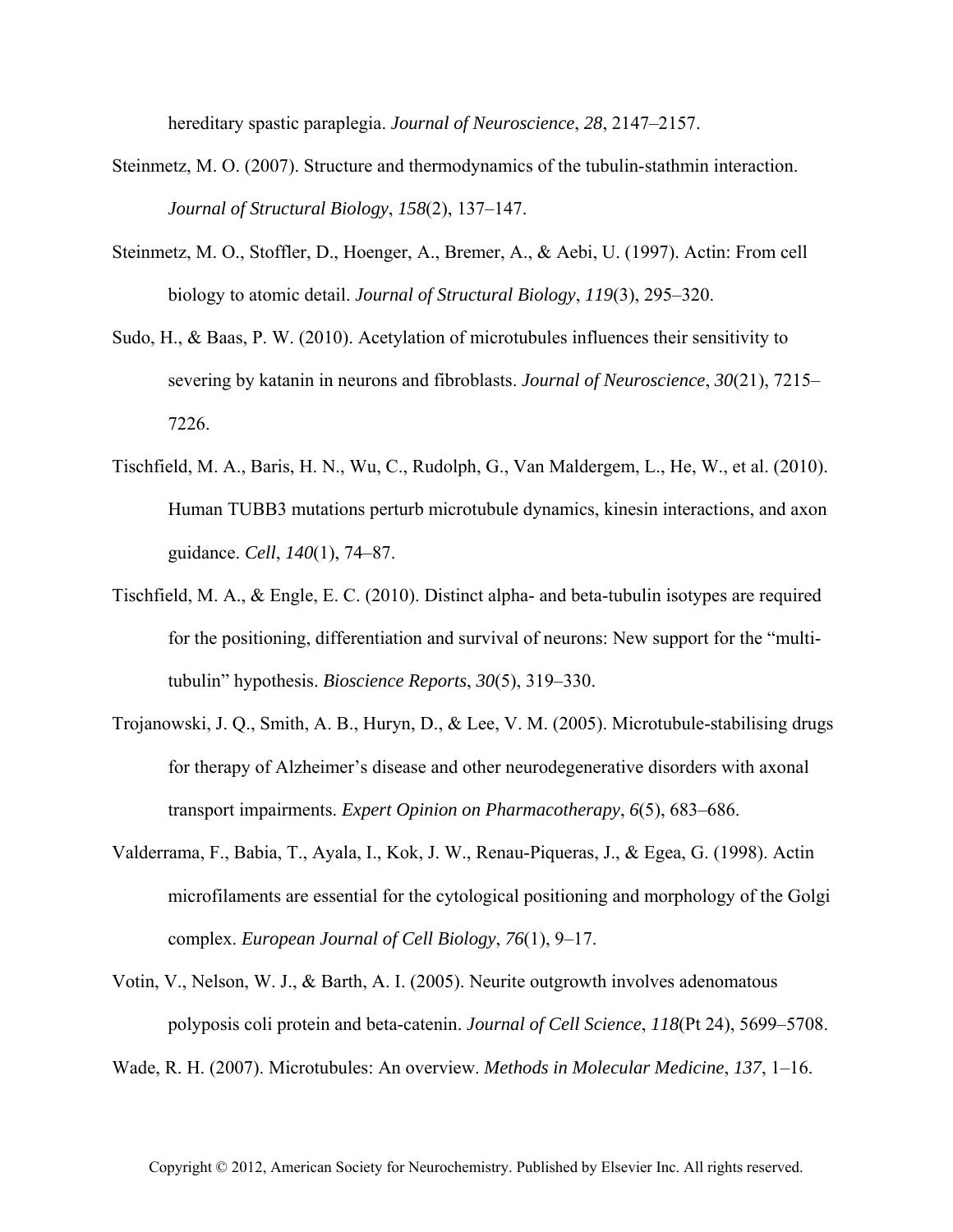hereditary spastic paraplegia. *Journal of Neuroscience*, *28*, 2147–2157.

Steinmetz, M. O. (2007). Structure and thermodynamics of the tubulin-stathmin interaction. *Journal of Structural Biology*, *158*(2), 137–147.

Steinmetz, M. O., Stoffler, D., Hoenger, A., Bremer, A., & Aebi, U. (1997). Actin: From cell biology to atomic detail. *Journal of Structural Biology*, *119*(3), 295–320.

Sudo, H., & Baas, P. W. (2010). Acetylation of microtubules influences their sensitivity to severing by katanin in neurons and fibroblasts. *Journal of Neuroscience*, *30*(21), 7215–7226.

Tischfield, M. A., Baris, H. N., Wu, C., Rudolph, G., Van Maldergem, L., He, W., et al. (2010). Human TUBB3 mutations perturb microtubule dynamics, kinesin interactions, and axon guidance. *Cell*, *140*(1), 74–87.

Tischfield, M. A., & Engle, E. C. (2010). Distinct alpha- and beta-tubulin isotypes are required for the positioning, differentiation and survival of neurons: New support for the "multi-tubulin" hypothesis. *Bioscience Reports*, *30*(5), 319–330.

Trojanowski, J. Q., Smith, A. B., Huryn, D., & Lee, V. M. (2005). Microtubule-stabilising drugs for therapy of Alzheimer's disease and other neurodegenerative disorders with axonal transport impairments. *Expert Opinion on Pharmacotherapy*, *6*(5), 683–686.

Valderrama, F., Babia, T., Ayala, I., Kok, J. W., Renau-Piqueras, J., & Egea, G. (1998). Actin microfilaments are essential for the cytological positioning and morphology of the Golgi complex. *European Journal of Cell Biology*, *76*(1), 9–17.

Votin, V., Nelson, W. J., & Barth, A. I. (2005). Neurite outgrowth involves adenomatous polyposis coli protein and beta-catenin. *Journal of Cell Science*, *118*(Pt 24), 5699–5708.

Wade, R. H. (2007). Microtubules: An overview. *Methods in Molecular Medicine*, *137*, 1–16.

Copyright © 2012, American Society for Neurochemistry. Published by Elsevier Inc. All rights reserved.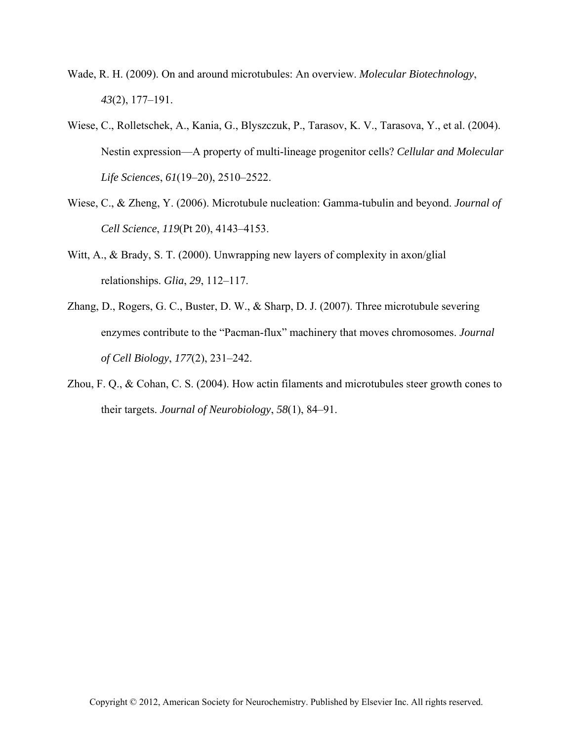Wade, R. H. (2009). On and around microtubules: An overview. *Molecular Biotechnology*, *43*(2), 177–191.

Wiese, C., Rolletschek, A., Kania, G., Blyszczuk, P., Tarasov, K. V., Tarasova, Y., et al. (2004). Nestin expression—A property of multi-lineage progenitor cells? *Cellular and Molecular Life Sciences*, *61*(19–20), 2510–2522.

Wiese, C., & Zheng, Y. (2006). Microtubule nucleation: Gamma-tubulin and beyond. *Journal of Cell Science*, *119*(Pt 20), 4143–4153.

Witt, A., & Brady, S. T. (2000). Unwrapping new layers of complexity in axon/glial relationships. *Glia*, *29*, 112–117.

Zhang, D., Rogers, G. C., Buster, D. W., & Sharp, D. J. (2007). Three microtubule severing enzymes contribute to the "Pacman-flux" machinery that moves chromosomes. *Journal of Cell Biology*, *177*(2), 231–242.

Zhou, F. Q., & Cohan, C. S. (2004). How actin filaments and microtubules steer growth cones to their targets. *Journal of Neurobiology*, *58*(1), 84–91.

Copyright © 2012, American Society for Neurochemistry. Published by Elsevier Inc. All rights reserved.